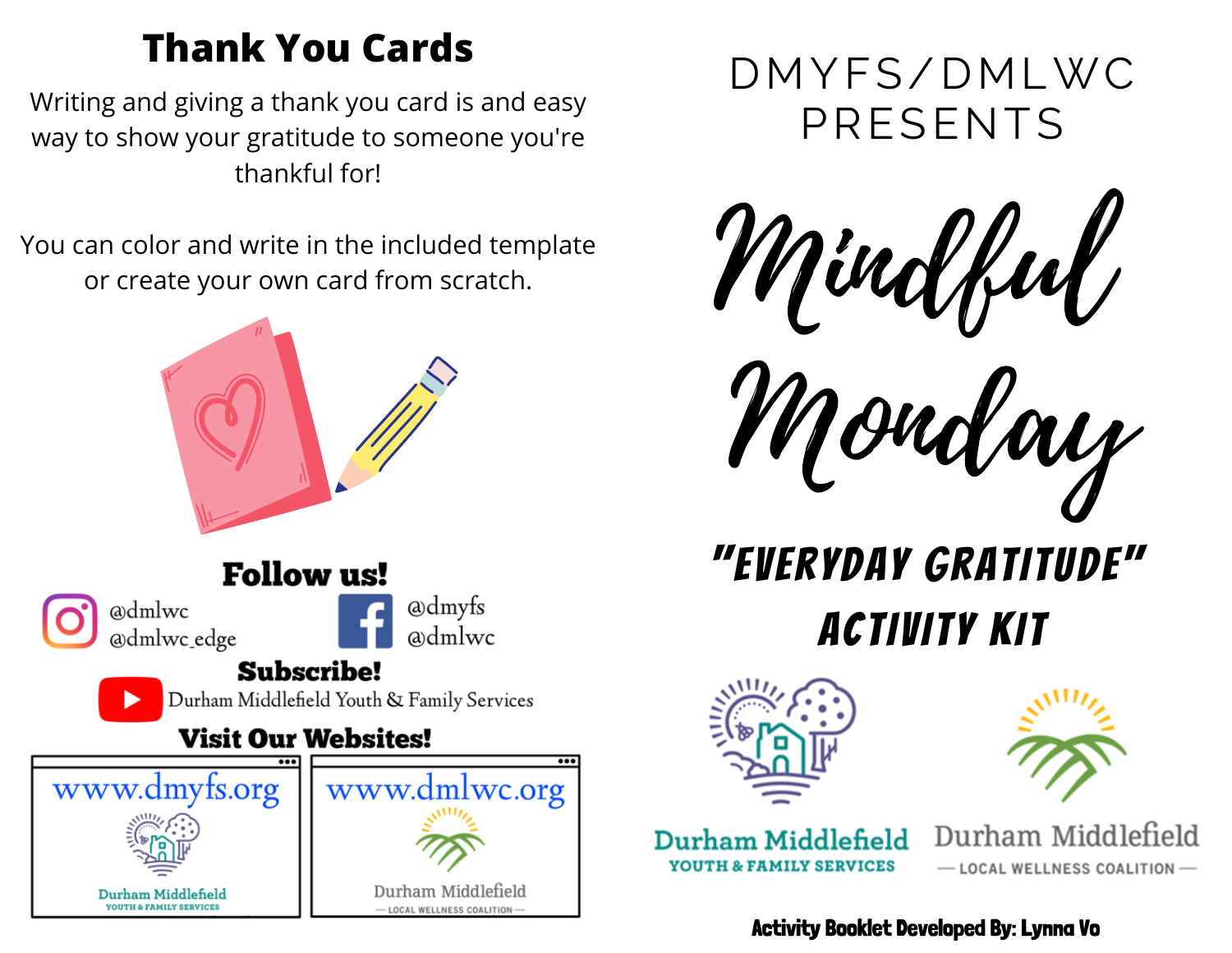## Thank You Cards

Writing and giving a thank you card is and easy way to show your gratitude to someone you're thankful for!

You can color and write in the included template or create your own card from scratch.

### Follow us!

@dmlwc
@dmlwc_edge

@dmyfs
@dmlwc

### Subscribe!

Durham Middlefield Youth & Family Services

### Visit Our Websites!

www.dmyfs.org

Durham Middlefield YOUTH & FAMILY SERVICES

www.dmlwc.org

Durham Middlefield — LOCAL WELLNESS COALITION —

DMYFS/DMLWC PRESENTS

# Mindful Monday

## "EVERYDAY GRATITUDE" ACTIVITY KIT

Durham Middlefield YOUTH & FAMILY SERVICES

Durham Middlefield — LOCAL WELLNESS COALITION —

**Activity Booklet Developed By: Lynna Vo**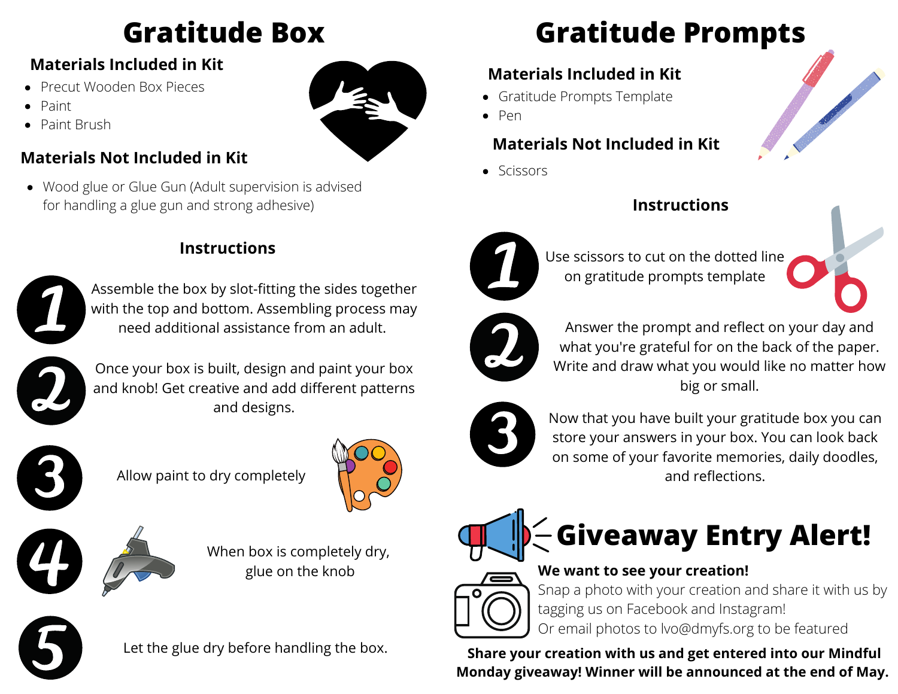# Gratitude Box

### Materials Included in Kit

- Precut Wooden Box Pieces
- Paint
- Paint Brush

### Materials Not Included in Kit

- Wood glue or Glue Gun (Adult supervision is advised for handling a glue gun and strong adhesive)

### Instructions

1. Assemble the box by slot-fitting the sides together with the top and bottom. Assembling process may need additional assistance from an adult.
2. Once your box is built, design and paint your box and knob! Get creative and add different patterns and designs.
3. Allow paint to dry completely
4. When box is completely dry, glue on the knob
5. Let the glue dry before handling the box.

# Gratitude Prompts

### Materials Included in Kit

- Gratitude Prompts Template
- Pen

### Materials Not Included in Kit

- Scissors

### Instructions

1. Use scissors to cut on the dotted line on gratitude prompts template
2. Answer the prompt and reflect on your day and what you're grateful for on the back of the paper. Write and draw what you would like no matter how big or small.
3. Now that you have built your gratitude box you can store your answers in your box. You can look back on some of your favorite memories, daily doodles, and reflections.

# Giveaway Entry Alert!

**We want to see your creation!**

Snap a photo with your creation and share it with us by tagging us on Facebook and Instagram!
Or email photos to lvo@dmyfs.org to be featured

**Share your creation with us and get entered into our Mindful Monday giveaway! Winner will be announced at the end of May.**